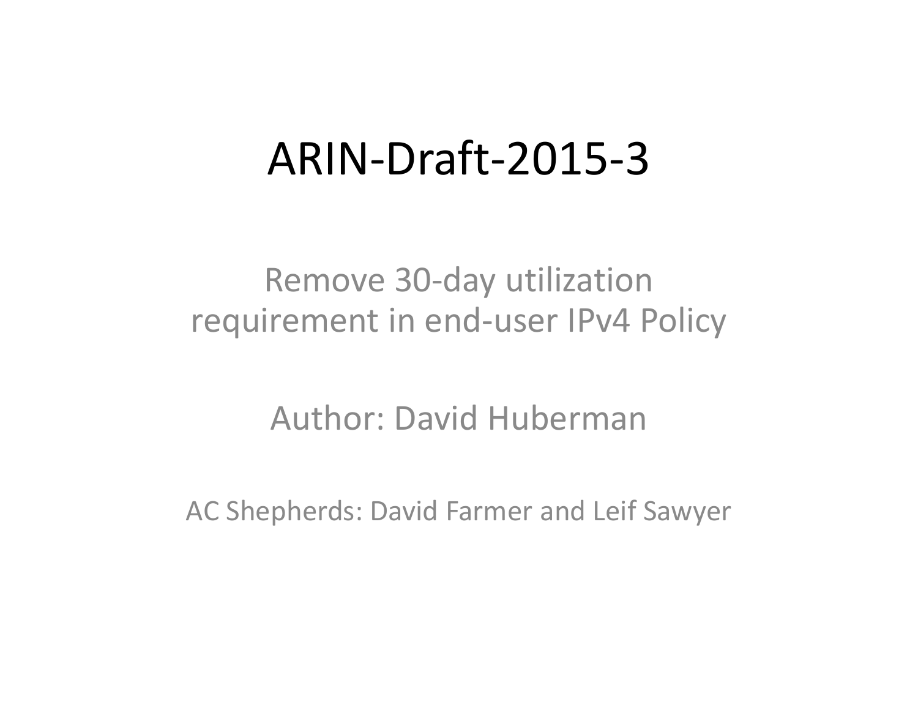# ARIN-Draft-2015-3

Remove 30-day utilization requirement in end-user IPv4 Policy

Author: David Huberman

AC Shepherds: David Farmer and Leif Sawyer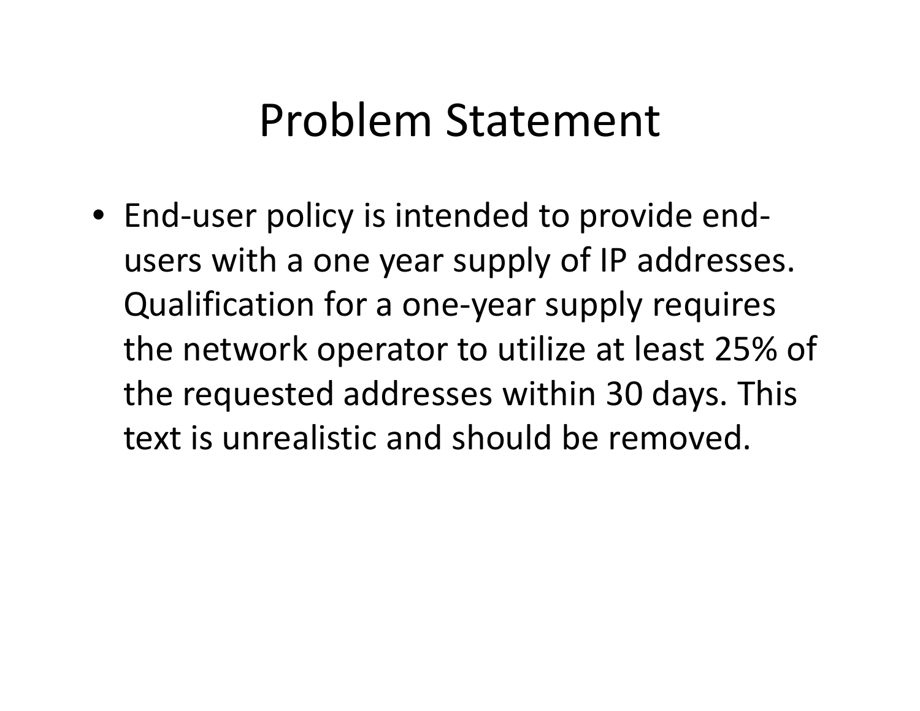# Problem Statement

- End-user policy is intended to provide end-users with a one year supply of IP addresses. Qualification for a one-year supply requires the network operator to utilize at least 25% of the requested addresses within 30 days. This text is unrealistic and should be removed.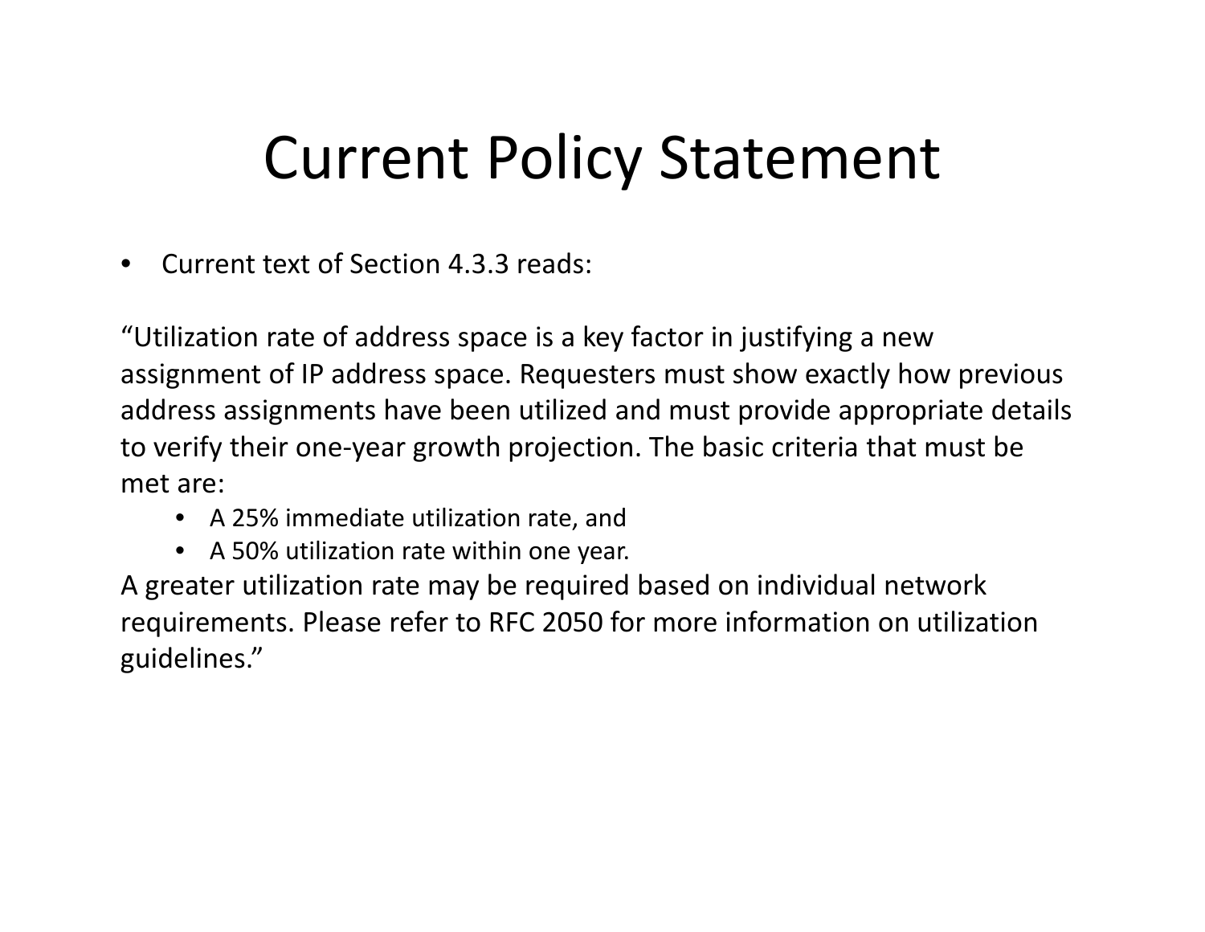# Current Policy Statement

- Current text of Section 4.3.3 reads:

"Utilization rate of address space is a key factor in justifying a new assignment of IP address space. Requesters must show exactly how previous address assignments have been utilized and must provide appropriate details to verify their one-year growth projection. The basic criteria that must be met are:

  - A 25% immediate utilization rate, and
  - A 50% utilization rate within one year.

A greater utilization rate may be required based on individual network requirements. Please refer to RFC 2050 for more information on utilization guidelines."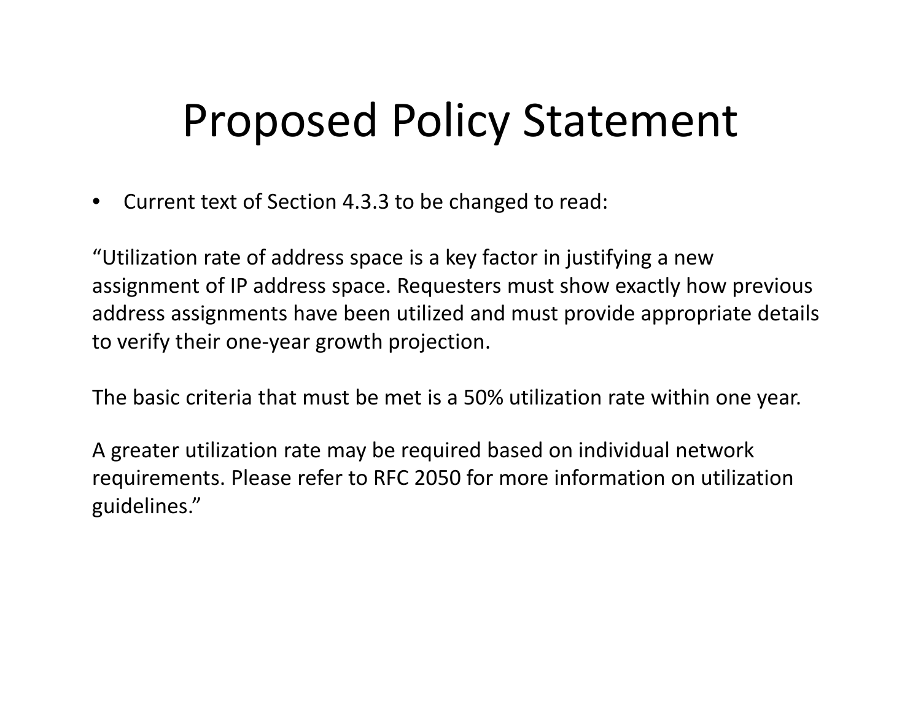# Proposed Policy Statement

- Current text of Section 4.3.3 to be changed to read:

“Utilization rate of address space is a key factor in justifying a new assignment of IP address space. Requesters must show exactly how previous address assignments have been utilized and must provide appropriate details to verify their one-year growth projection.

The basic criteria that must be met is a 50% utilization rate within one year.

A greater utilization rate may be required based on individual network requirements. Please refer to RFC 2050 for more information on utilization guidelines.”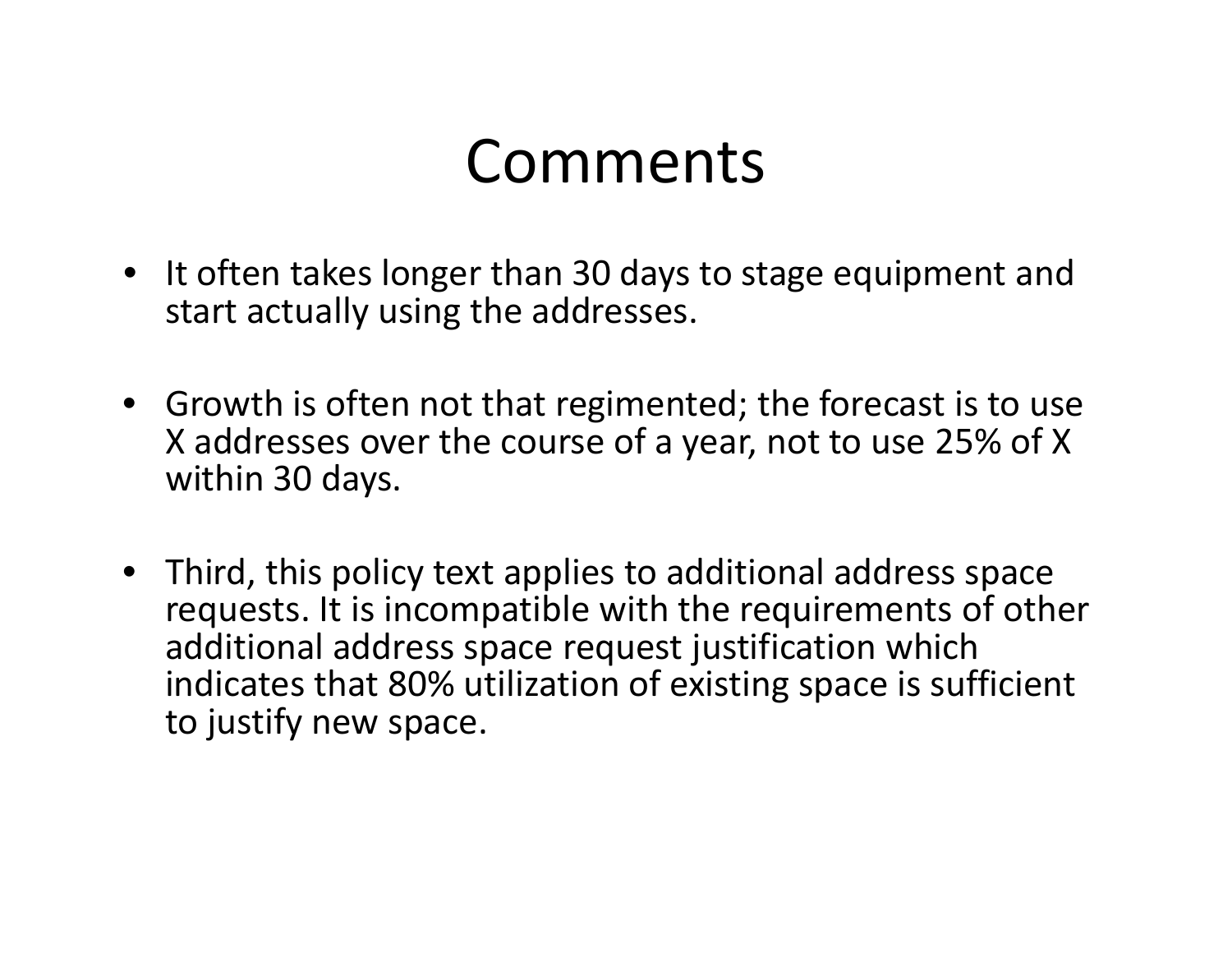# Comments

- It often takes longer than 30 days to stage equipment and start actually using the addresses.
- Growth is often not that regimented; the forecast is to use X addresses over the course of a year, not to use 25% of X within 30 days.
- Third, this policy text applies to additional address space requests. It is incompatible with the requirements of other additional address space request justification which indicates that 80% utilization of existing space is sufficient to justify new space.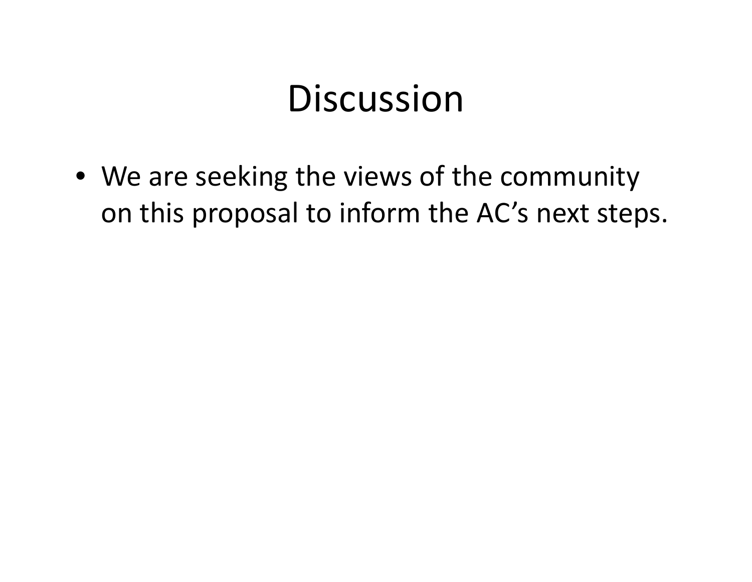# Discussion

- We are seeking the views of the community on this proposal to inform the AC's next steps.